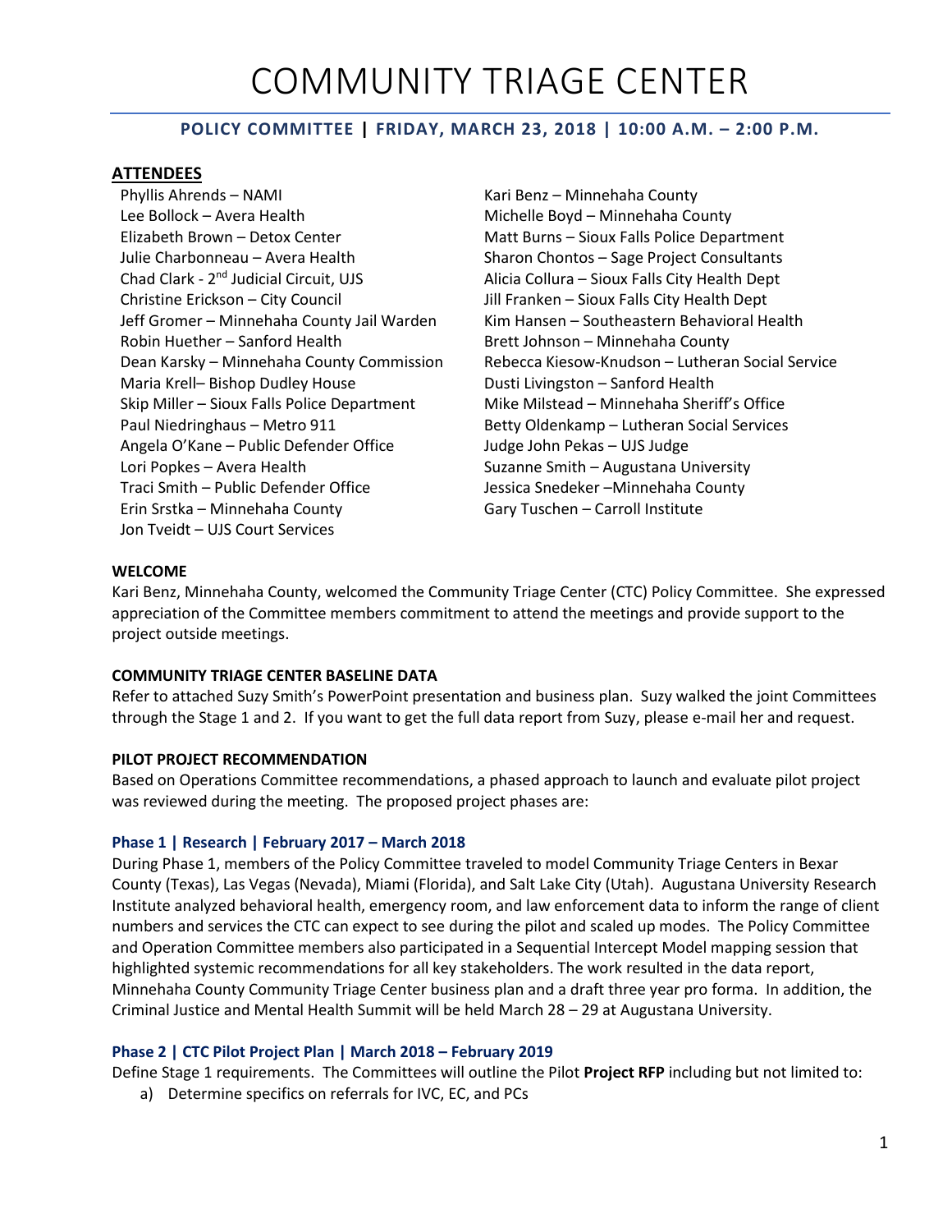# COMMUNITY TRIAGE CENTER

## POLICY COMMITTEE | FRIDAY, MARCH 23, 2018 | 10:00 A.M. – 2:00 P.M.

### ATTENDEES

Phyllis Ahrends – NAMI
Lee Bollock – Avera Health
Elizabeth Brown – Detox Center
Julie Charbonneau – Avera Health
Chad Clark - 2nd Judicial Circuit, UJS
Christine Erickson – City Council
Jeff Gromer – Minnehaha County Jail Warden
Robin Huether – Sanford Health
Dean Karsky – Minnehaha County Commission
Maria Krell– Bishop Dudley House
Skip Miller – Sioux Falls Police Department
Paul Niedringhaus – Metro 911
Angela O'Kane – Public Defender Office
Lori Popkes – Avera Health
Traci Smith – Public Defender Office
Erin Srstka – Minnehaha County
Jon Tveidt – UJS Court Services
Kari Benz – Minnehaha County
Michelle Boyd – Minnehaha County
Matt Burns – Sioux Falls Police Department
Sharon Chontos – Sage Project Consultants
Alicia Collura – Sioux Falls City Health Dept
Jill Franken – Sioux Falls City Health Dept
Kim Hansen – Southeastern Behavioral Health
Brett Johnson – Minnehaha County
Rebecca Kiesow-Knudson – Lutheran Social Service
Dusti Livingston – Sanford Health
Mike Milstead – Minnehaha Sheriff's Office
Betty Oldenkamp – Lutheran Social Services
Judge John Pekas – UJS Judge
Suzanne Smith – Augustana University
Jessica Snedeker –Minnehaha County
Gary Tuschen – Carroll Institute

### WELCOME

Kari Benz, Minnehaha County, welcomed the Community Triage Center (CTC) Policy Committee. She expressed appreciation of the Committee members commitment to attend the meetings and provide support to the project outside meetings.

### COMMUNITY TRIAGE CENTER BASELINE DATA

Refer to attached Suzy Smith's PowerPoint presentation and business plan. Suzy walked the joint Committees through the Stage 1 and 2. If you want to get the full data report from Suzy, please e-mail her and request.

### PILOT PROJECT RECOMMENDATION

Based on Operations Committee recommendations, a phased approach to launch and evaluate pilot project was reviewed during the meeting. The proposed project phases are:

#### Phase 1 | Research | February 2017 – March 2018

During Phase 1, members of the Policy Committee traveled to model Community Triage Centers in Bexar County (Texas), Las Vegas (Nevada), Miami (Florida), and Salt Lake City (Utah). Augustana University Research Institute analyzed behavioral health, emergency room, and law enforcement data to inform the range of client numbers and services the CTC can expect to see during the pilot and scaled up modes. The Policy Committee and Operation Committee members also participated in a Sequential Intercept Model mapping session that highlighted systemic recommendations for all key stakeholders. The work resulted in the data report, Minnehaha County Community Triage Center business plan and a draft three year pro forma. In addition, the Criminal Justice and Mental Health Summit will be held March 28 – 29 at Augustana University.

#### Phase 2 | CTC Pilot Project Plan | March 2018 – February 2019

Define Stage 1 requirements. The Committees will outline the Pilot **Project RFP** including but not limited to:

a) Determine specifics on referrals for IVC, EC, and PCs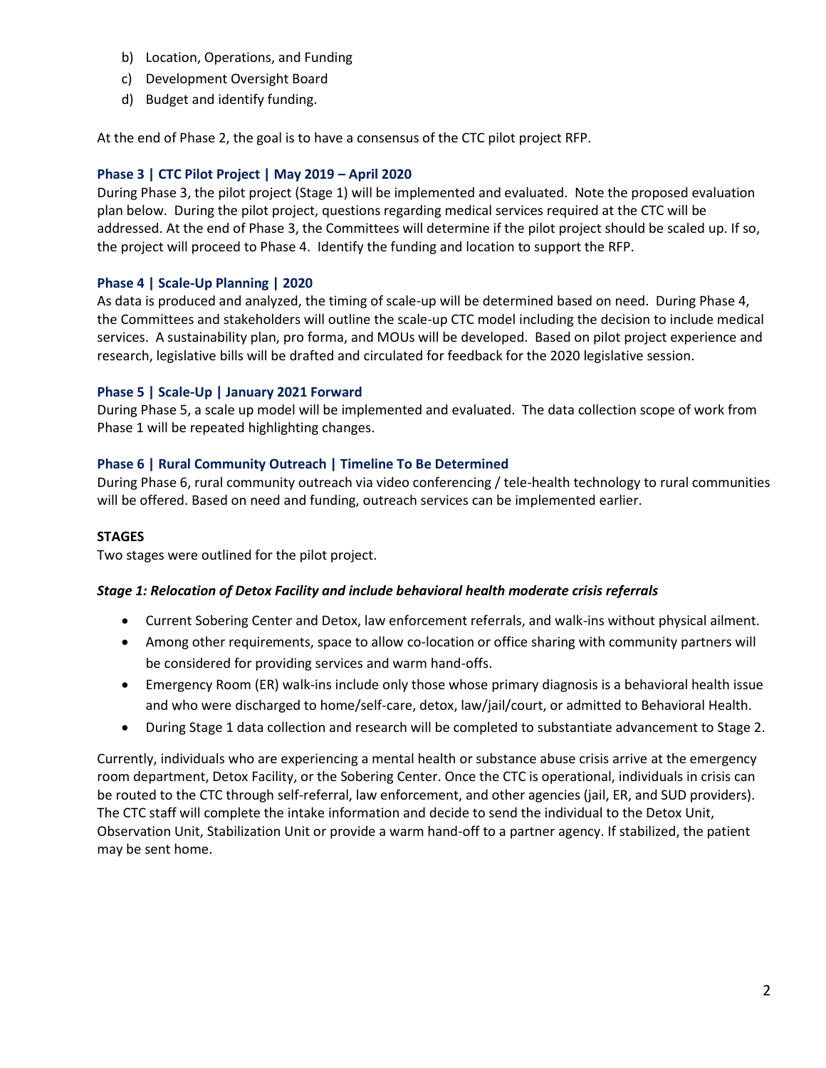b) Location, Operations, and Funding
c) Development Oversight Board
d) Budget and identify funding.

At the end of Phase 2, the goal is to have a consensus of the CTC pilot project RFP.

### Phase 3 | CTC Pilot Project | May 2019 – April 2020

During Phase 3, the pilot project (Stage 1) will be implemented and evaluated. Note the proposed evaluation plan below. During the pilot project, questions regarding medical services required at the CTC will be addressed. At the end of Phase 3, the Committees will determine if the pilot project should be scaled up. If so, the project will proceed to Phase 4. Identify the funding and location to support the RFP.

### Phase 4 | Scale-Up Planning | 2020

As data is produced and analyzed, the timing of scale-up will be determined based on need. During Phase 4, the Committees and stakeholders will outline the scale-up CTC model including the decision to include medical services. A sustainability plan, pro forma, and MOUs will be developed. Based on pilot project experience and research, legislative bills will be drafted and circulated for feedback for the 2020 legislative session.

### Phase 5 | Scale-Up | January 2021 Forward

During Phase 5, a scale up model will be implemented and evaluated. The data collection scope of work from Phase 1 will be repeated highlighting changes.

### Phase 6 | Rural Community Outreach | Timeline To Be Determined

During Phase 6, rural community outreach via video conferencing / tele-health technology to rural communities will be offered. Based on need and funding, outreach services can be implemented earlier.

**STAGES**

Two stages were outlined for the pilot project.

***Stage 1: Relocation of Detox Facility and include behavioral health moderate crisis referrals***

- Current Sobering Center and Detox, law enforcement referrals, and walk-ins without physical ailment.
- Among other requirements, space to allow co-location or office sharing with community partners will be considered for providing services and warm hand-offs.
- Emergency Room (ER) walk-ins include only those whose primary diagnosis is a behavioral health issue and who were discharged to home/self-care, detox, law/jail/court, or admitted to Behavioral Health.
- During Stage 1 data collection and research will be completed to substantiate advancement to Stage 2.

Currently, individuals who are experiencing a mental health or substance abuse crisis arrive at the emergency room department, Detox Facility, or the Sobering Center. Once the CTC is operational, individuals in crisis can be routed to the CTC through self-referral, law enforcement, and other agencies (jail, ER, and SUD providers). The CTC staff will complete the intake information and decide to send the individual to the Detox Unit, Observation Unit, Stabilization Unit or provide a warm hand-off to a partner agency. If stabilized, the patient may be sent home.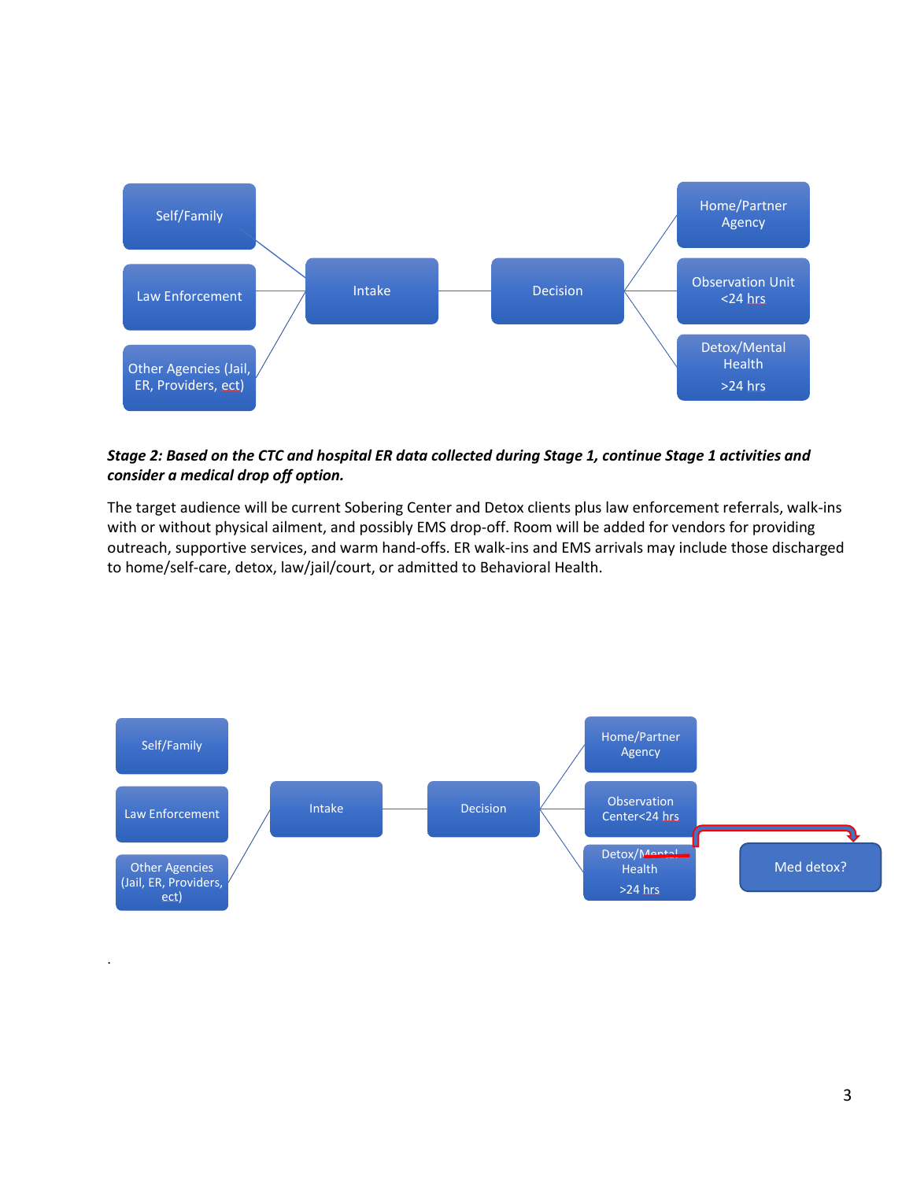Self/Family

Law Enforcement

Other Agencies (Jail, ER, Providers, ect)

Intake

Decision

Home/Partner Agency

Observation Unit <24 hrs

Detox/Mental Health >24 hrs

***Stage 2: Based on the CTC and hospital ER data collected during Stage 1, continue Stage 1 activities and consider a medical drop off option.***

The target audience will be current Sobering Center and Detox clients plus law enforcement referrals, walk-ins with or without physical ailment, and possibly EMS drop-off. Room will be added for vendors for providing outreach, supportive services, and warm hand-offs. ER walk-ins and EMS arrivals may include those discharged to home/self-care, detox, law/jail/court, or admitted to Behavioral Health.

Self/Family

Law Enforcement

Other Agencies (Jail, ER, Providers, ect)

Intake

Decision

Home/Partner Agency

Observation Center<24 hrs

Detox/~~Mental~~ Health >24 hrs

Med detox?

.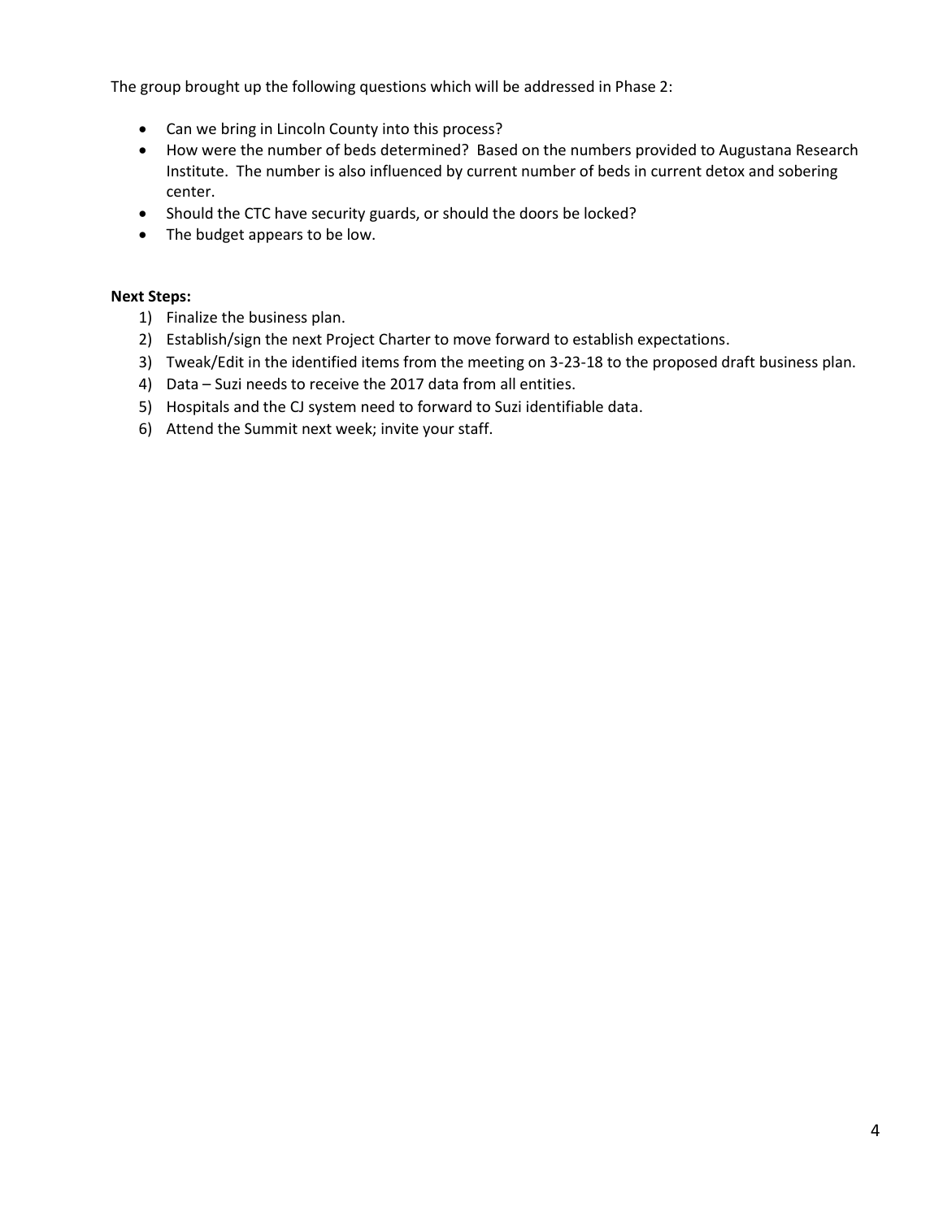The group brought up the following questions which will be addressed in Phase 2:

- Can we bring in Lincoln County into this process?
- How were the number of beds determined? Based on the numbers provided to Augustana Research Institute. The number is also influenced by current number of beds in current detox and sobering center.
- Should the CTC have security guards, or should the doors be locked?
- The budget appears to be low.

**Next Steps:**

1) Finalize the business plan.
2) Establish/sign the next Project Charter to move forward to establish expectations.
3) Tweak/Edit in the identified items from the meeting on 3-23-18 to the proposed draft business plan.
4) Data – Suzi needs to receive the 2017 data from all entities.
5) Hospitals and the CJ system need to forward to Suzi identifiable data.
6) Attend the Summit next week; invite your staff.